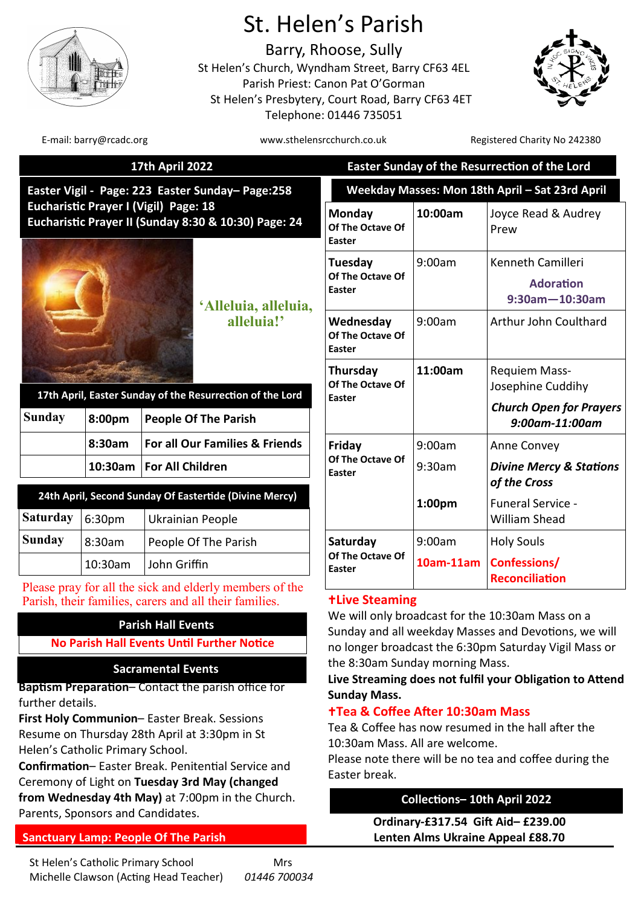# St. Helen's Parish

Barry, Rhoose, Sully

St Helen's Church, Wyndham Street, Barry CF63 4EL
Parish Priest: Canon Pat O'Gorman
St Helen's Presbytery, Court Road, Barry CF63 4ET
Telephone: 01446 735051

E-mail: barry@rcadc.org | www.sthelensrcchurch.co.uk | Registered Charity No 242380

## 17th April 2022 — Easter Sunday of the Resurrection of the Lord

**Easter Vigil - Page: 223 Easter Sunday– Page:258**
**Eucharistic Prayer I (Vigil) Page: 18**
**Eucharistic Prayer II (Sunday 8:30 & 10:30) Page: 24**

'Alleluia, alleluia, alleluia!'

| 17th April, Easter Sunday of the Resurrection of the Lord | | |
|---|---|---|
| **Sunday** | **8:00pm** | **People Of The Parish** |
| | **8:30am** | **For all Our Families & Friends** |
| | **10:30am** | **For All Children** |

| 24th April, Second Sunday Of Eastertide (Divine Mercy) | | |
|---|---|---|
| **Saturday** | 6:30pm | Ukrainian People |
| **Sunday** | 8:30am | People Of The Parish |
| | 10:30am | John Griffin |

Please pray for all the sick and elderly members of the Parish, their families, carers and all their families.

### Parish Hall Events

**No Parish Hall Events Until Further Notice**

### Sacramental Events

**Baptism Preparation**– Contact the parish office for further details.

**First Holy Communion**– Easter Break. Sessions Resume on Thursday 28th April at 3:30pm in St Helen's Catholic Primary School.

**Confirmation**– Easter Break. Penitential Service and Ceremony of Light on **Tuesday 3rd May (changed from Wednesday 4th May)** at 7:00pm in the Church. Parents, Sponsors and Candidates.

**Sanctuary Lamp: People Of The Parish**

### Weekday Masses: Mon 18th April – Sat 23rd April

| Day | Time | Intention |
|---|---|---|
| **Monday** Of The Octave Of Easter | **10:00am** | Joyce Read & Audrey Prew |
| **Tuesday** Of The Octave Of Easter | 9:00am | Kenneth Camilleri<br>Adoration 9:30am—10:30am |
| **Wednesday** Of The Octave Of Easter | 9:00am | Arthur John Coulthard |
| **Thursday** Of The Octave Of Easter | **11:00am** | Requiem Mass- Josephine Cuddihy<br>***Church Open for Prayers 9:00am-11:00am*** |
| **Friday** Of The Octave Of Easter | 9:00am | Anne Convey |
| | 9:30am | ***Divine Mercy & Stations of the Cross*** |
| | **1:00pm** | Funeral Service - William Shead |
| **Saturday** Of The Octave Of Easter | 9:00am | Holy Souls |
| | **10am-11am** | **Confessions/ Reconciliation** |

### ✝Live Steaming

We will only broadcast for the 10:30am Mass on a Sunday and all weekday Masses and Devotions, we will no longer broadcast the 6:30pm Saturday Vigil Mass or the 8:30am Sunday morning Mass.

**Live Streaming does not fulfil your Obligation to Attend Sunday Mass.**

### ✝Tea & Coffee After 10:30am Mass

Tea & Coffee has now resumed in the hall after the 10:30am Mass. All are welcome.

Please note there will be no tea and coffee during the Easter break.

### Collections– 10th April 2022

**Ordinary-£317.54 Gift Aid– £239.00**
**Lenten Alms Ukraine Appeal £88.70**

St Helen's Catholic Primary School Mrs Michelle Clawson (Acting Head Teacher) *01446 700034*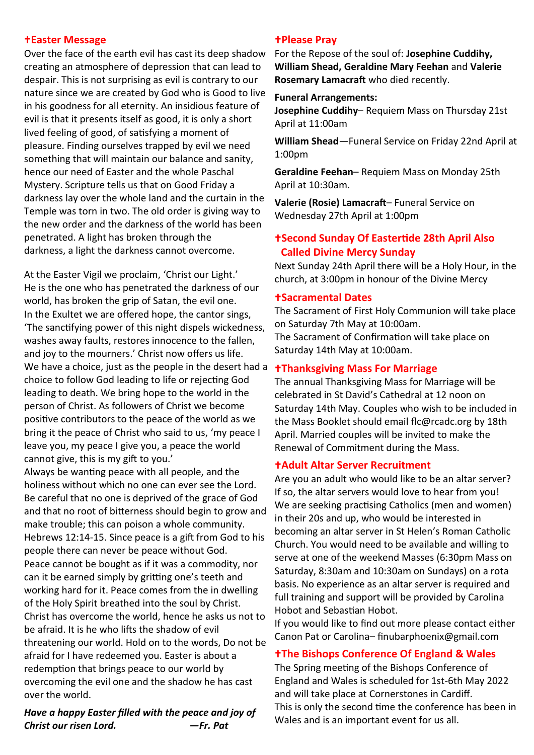## ✝Easter Message

Over the face of the earth evil has cast its deep shadow creating an atmosphere of depression that can lead to despair. This is not surprising as evil is contrary to our nature since we are created by God who is Good to live in his goodness for all eternity. An insidious feature of evil is that it presents itself as good, it is only a short lived feeling of good, of satisfying a moment of pleasure. Finding ourselves trapped by evil we need something that will maintain our balance and sanity, hence our need of Easter and the whole Paschal Mystery. Scripture tells us that on Good Friday a darkness lay over the whole land and the curtain in the Temple was torn in two. The old order is giving way to the new order and the darkness of the world has been penetrated. A light has broken through the darkness, a light the darkness cannot overcome.

At the Easter Vigil we proclaim, 'Christ our Light.' He is the one who has penetrated the darkness of our world, has broken the grip of Satan, the evil one. In the Exultet we are offered hope, the cantor sings, 'The sanctifying power of this night dispels wickedness, washes away faults, restores innocence to the fallen, and joy to the mourners.' Christ now offers us life. We have a choice, just as the people in the desert had a choice to follow God leading to life or rejecting God leading to death. We bring hope to the world in the person of Christ. As followers of Christ we become positive contributors to the peace of the world as we bring it the peace of Christ who said to us, 'my peace I leave you, my peace I give you, a peace the world cannot give, this is my gift to you.'
Always be wanting peace with all people, and the holiness without which no one can ever see the Lord. Be careful that no one is deprived of the grace of God and that no root of bitterness should begin to grow and make trouble; this can poison a whole community. Hebrews 12:14-15. Since peace is a gift from God to his people there can never be peace without God.
Peace cannot be bought as if it was a commodity, nor can it be earned simply by gritting one's teeth and working hard for it. Peace comes from the in dwelling of the Holy Spirit breathed into the soul by Christ. Christ has overcome the world, hence he asks us not to be afraid. It is he who lifts the shadow of evil threatening our world. Hold on to the words, Do not be afraid for I have redeemed you. Easter is about a redemption that brings peace to our world by overcoming the evil one and the shadow he has cast over the world.

***Have a happy Easter filled with the peace and joy of Christ our risen Lord.*** ***—Fr. Pat***

## ✝Please Pray

For the Repose of the soul of: **Josephine Cuddihy, William Shead, Geraldine Mary Feehan** and **Valerie Rosemary Lamacraft** who died recently.

**Funeral Arrangements:**

**Josephine Cuddihy**– Requiem Mass on Thursday 21st April at 11:00am

**William Shead**—Funeral Service on Friday 22nd April at 1:00pm

**Geraldine Feehan**– Requiem Mass on Monday 25th April at 10:30am.

**Valerie (Rosie) Lamacraft**– Funeral Service on Wednesday 27th April at 1:00pm

## ✝Second Sunday Of Eastertide 28th April Also Called Divine Mercy Sunday

Next Sunday 24th April there will be a Holy Hour, in the church, at 3:00pm in honour of the Divine Mercy

## ✝Sacramental Dates

The Sacrament of First Holy Communion will take place on Saturday 7th May at 10:00am.
The Sacrament of Confirmation will take place on Saturday 14th May at 10:00am.

## ✝Thanksgiving Mass For Marriage

The annual Thanksgiving Mass for Marriage will be celebrated in St David's Cathedral at 12 noon on Saturday 14th May. Couples who wish to be included in the Mass Booklet should email flc@rcadc.org by 18th April. Married couples will be invited to make the Renewal of Commitment during the Mass.

## ✝Adult Altar Server Recruitment

Are you an adult who would like to be an altar server? If so, the altar servers would love to hear from you! We are seeking practising Catholics (men and women) in their 20s and up, who would be interested in becoming an altar server in St Helen's Roman Catholic Church. You would need to be available and willing to serve at one of the weekend Masses (6:30pm Mass on Saturday, 8:30am and 10:30am on Sundays) on a rota basis. No experience as an altar server is required and full training and support will be provided by Carolina Hobot and Sebastian Hobot.
If you would like to find out more please contact either Canon Pat or Carolina– finubarphoenix@gmail.com

## ✝The Bishops Conference Of England & Wales

The Spring meeting of the Bishops Conference of England and Wales is scheduled for 1st-6th May 2022 and will take place at Cornerstones in Cardiff.
This is only the second time the conference has been in Wales and is an important event for us all.